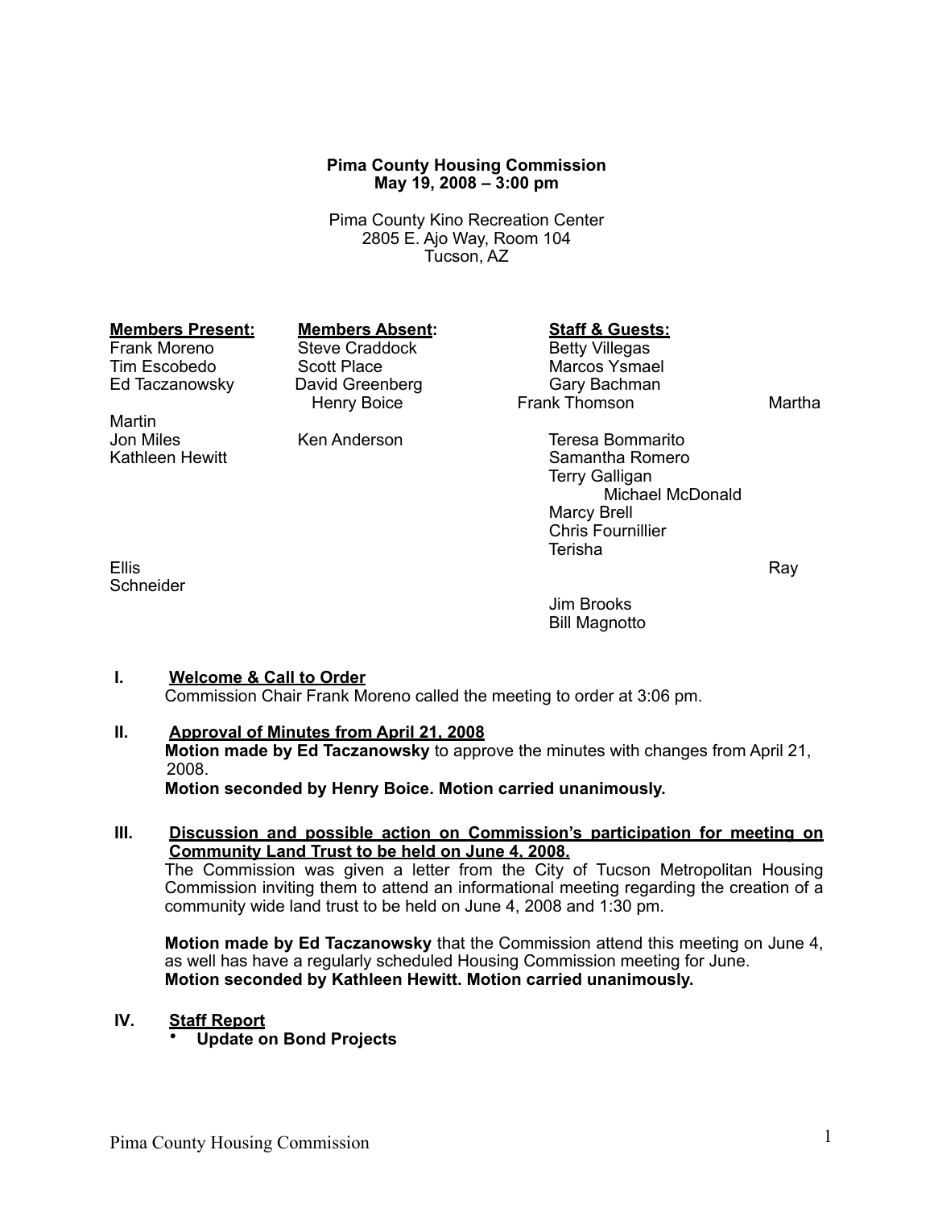**Pima County Housing Commission**
**May 19, 2008 – 3:00 pm**

Pima County Kino Recreation Center
2805 E. Ajo Way, Room 104
Tucson, AZ

| **Members Present:** | **Members Absent:** | **Staff & Guests:** |
|---|---|---|
| Frank Moreno | Steve Craddock | Betty Villegas |
| Tim Escobedo | Scott Place | Marcos Ysmael |
| Ed Taczanowsky | David Greenberg | Gary Bachman |
| Henry Boice | | Frank Thomson |
| Martha Martin | | |
| Jon Miles | Ken Anderson | Teresa Bommarito |
| Kathleen Hewitt | | Samantha Romero |
| | | Terry Galligan |
| | | Michael McDonald |
| | | Marcy Brell |
| | | Chris Fournillier |
| | | Terisha Ellis |
| | | Ray Schneider |
| | | Jim Brooks |
| | | Bill Magnotto |

**I. Welcome & Call to Order**

Commission Chair Frank Moreno called the meeting to order at 3:06 pm.

**II. Approval of Minutes from April 21, 2008**

**Motion made by Ed Taczanowsky** to approve the minutes with changes from April 21, 2008.
**Motion seconded by Henry Boice. Motion carried unanimously.**

**III. Discussion and possible action on Commission's participation for meeting on Community Land Trust to be held on June 4, 2008.**

The Commission was given a letter from the City of Tucson Metropolitan Housing Commission inviting them to attend an informational meeting regarding the creation of a community wide land trust to be held on June 4, 2008 and 1:30 pm.

**Motion made by Ed Taczanowsky** that the Commission attend this meeting on June 4, as well has have a regularly scheduled Housing Commission meeting for June.
**Motion seconded by Kathleen Hewitt. Motion carried unanimously.**

**IV. Staff Report**

- **Update on Bond Projects**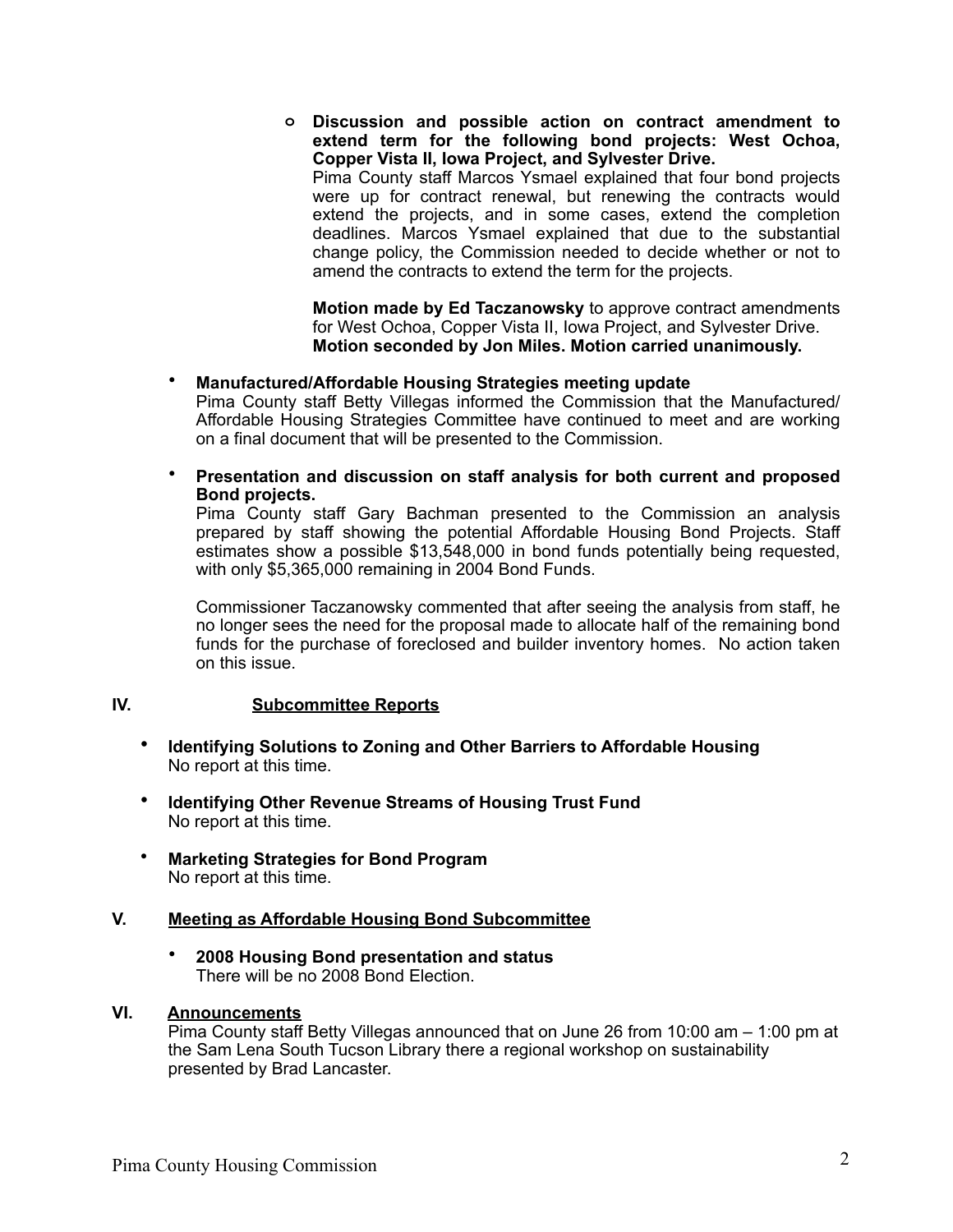- **Discussion and possible action on contract amendment to extend term for the following bond projects: West Ochoa, Copper Vista II, Iowa Project, and Sylvester Drive.**
  Pima County staff Marcos Ysmael explained that four bond projects were up for contract renewal, but renewing the contracts would extend the projects, and in some cases, extend the completion deadlines. Marcos Ysmael explained that due to the substantial change policy, the Commission needed to decide whether or not to amend the contracts to extend the term for the projects.

  **Motion made by Ed Taczanowsky** to approve contract amendments for West Ochoa, Copper Vista II, Iowa Project, and Sylvester Drive. **Motion seconded by Jon Miles. Motion carried unanimously.**

- **Manufactured/Affordable Housing Strategies meeting update**
  Pima County staff Betty Villegas informed the Commission that the Manufactured/ Affordable Housing Strategies Committee have continued to meet and are working on a final document that will be presented to the Commission.

- **Presentation and discussion on staff analysis for both current and proposed Bond projects.**
  Pima County staff Gary Bachman presented to the Commission an analysis prepared by staff showing the potential Affordable Housing Bond Projects. Staff estimates show a possible $13,548,000 in bond funds potentially being requested, with only $5,365,000 remaining in 2004 Bond Funds.

  Commissioner Taczanowsky commented that after seeing the analysis from staff, he no longer sees the need for the proposal made to allocate half of the remaining bond funds for the purchase of foreclosed and builder inventory homes. No action taken on this issue.

## IV. Subcommittee Reports

- **Identifying Solutions to Zoning and Other Barriers to Affordable Housing**
  No report at this time.

- **Identifying Other Revenue Streams of Housing Trust Fund**
  No report at this time.

- **Marketing Strategies for Bond Program**
  No report at this time.

## V. Meeting as Affordable Housing Bond Subcommittee

- **2008 Housing Bond presentation and status**
  There will be no 2008 Bond Election.

## VI. Announcements

Pima County staff Betty Villegas announced that on June 26 from 10:00 am – 1:00 pm at the Sam Lena South Tucson Library there a regional workshop on sustainability presented by Brad Lancaster.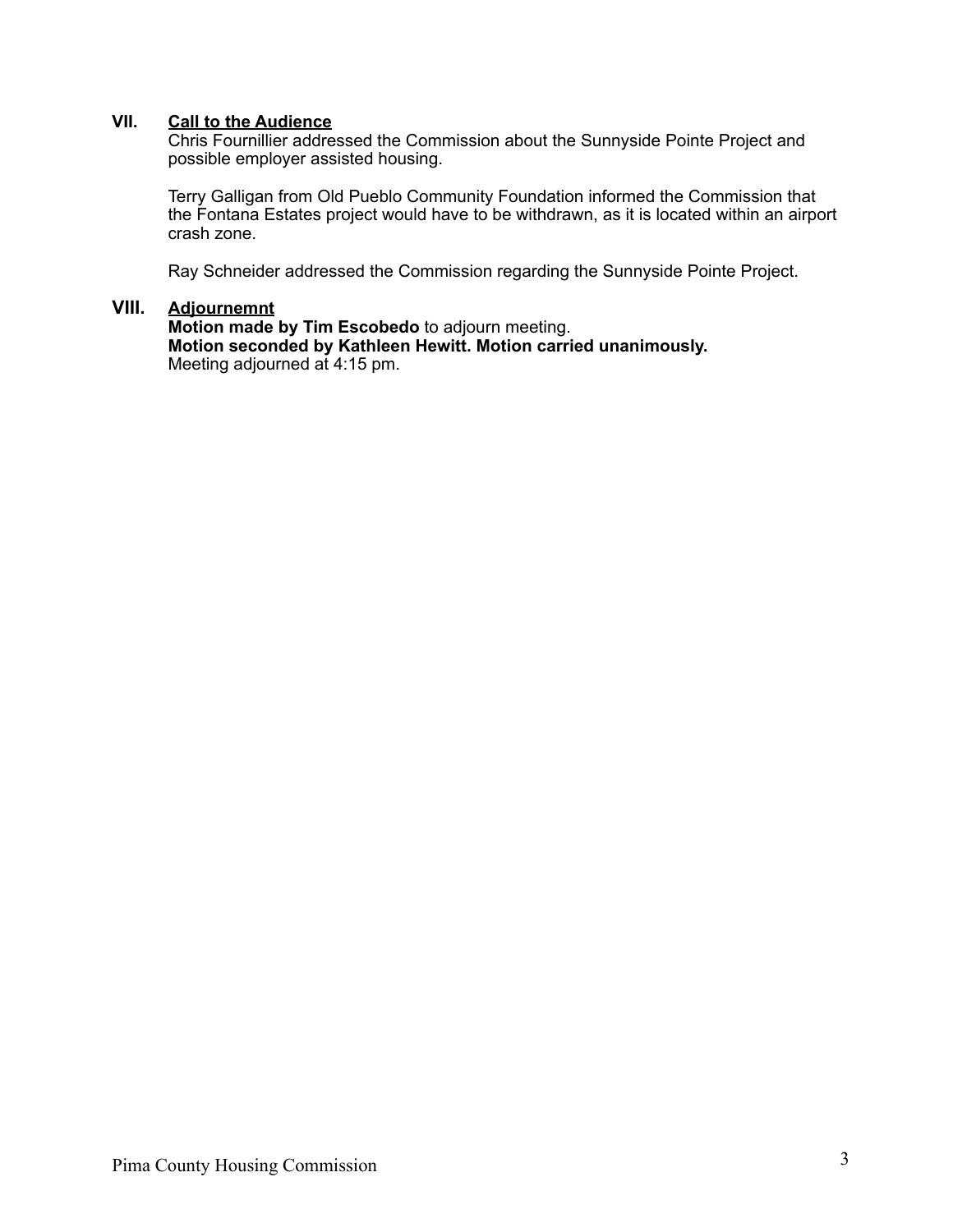## VII. Call to the Audience

Chris Fournillier addressed the Commission about the Sunnyside Pointe Project and possible employer assisted housing.

Terry Galligan from Old Pueblo Community Foundation informed the Commission that the Fontana Estates project would have to be withdrawn, as it is located within an airport crash zone.

Ray Schneider addressed the Commission regarding the Sunnyside Pointe Project.

## VIII. Adjournemnt

**Motion made by Tim Escobedo** to adjourn meeting.
**Motion seconded by Kathleen Hewitt. Motion carried unanimously.**
Meeting adjourned at 4:15 pm.